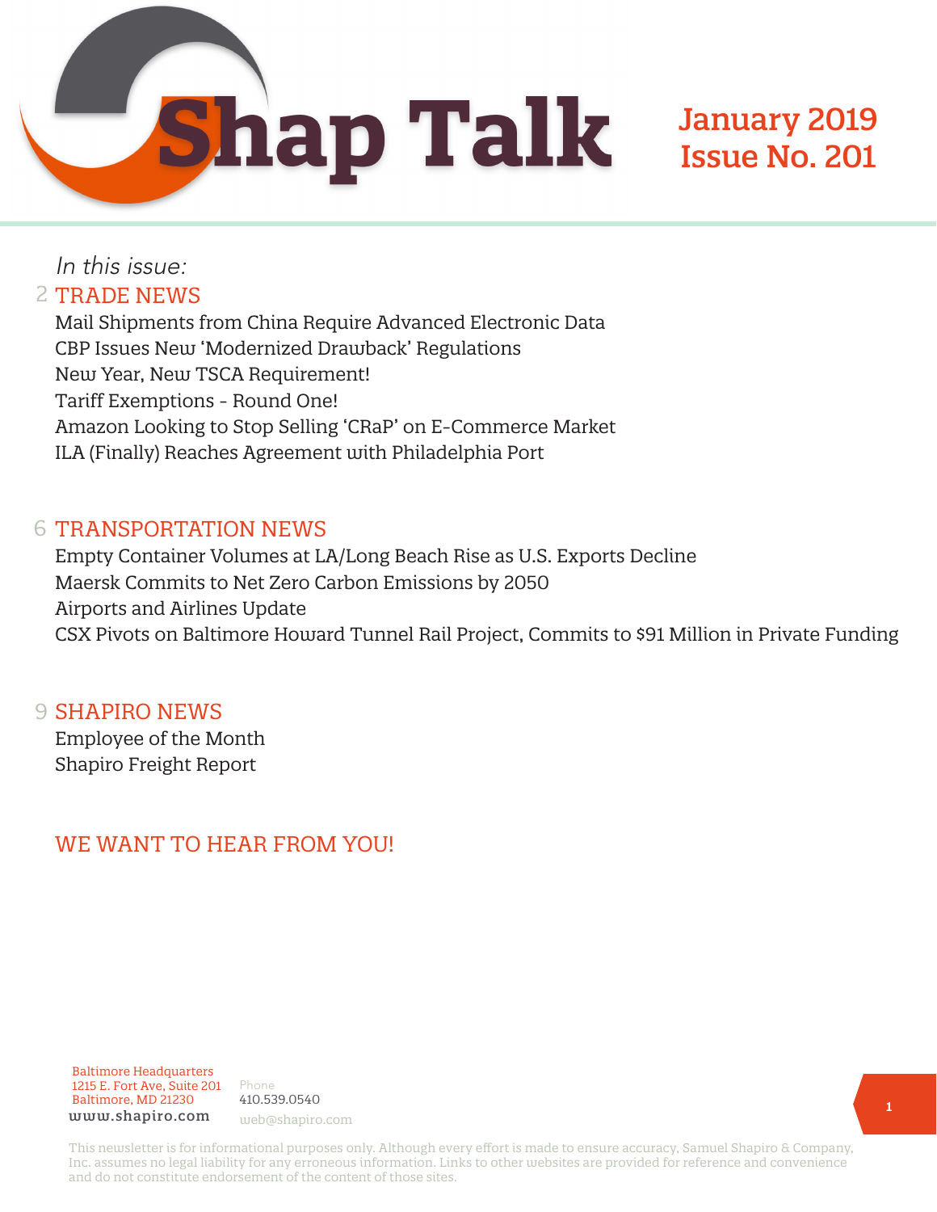# Shap Talk

**January 2019**
**Issue No. 201**

*In this issue:*

## 2 TRADE NEWS

Mail Shipments from China Require Advanced Electronic Data
CBP Issues New 'Modernized Drawback' Regulations
New Year, New TSCA Requirement!
Tariff Exemptions - Round One!
Amazon Looking to Stop Selling 'CRaP' on E-Commerce Market
ILA (Finally) Reaches Agreement with Philadelphia Port

## 6 TRANSPORTATION NEWS

Empty Container Volumes at LA/Long Beach Rise as U.S. Exports Decline
Maersk Commits to Net Zero Carbon Emissions by 2050
Airports and Airlines Update
CSX Pivots on Baltimore Howard Tunnel Rail Project, Commits to $91 Million in Private Funding

## 9 SHAPIRO NEWS

Employee of the Month
Shapiro Freight Report

## WE WANT TO HEAR FROM YOU!

Baltimore Headquarters
1215 E. Fort Ave, Suite 201
Baltimore, MD 21230
www.shapiro.com

Phone
410.539.0540
web@shapiro.com

This newsletter is for informational purposes only. Although every effort is made to ensure accuracy, Samuel Shapiro & Company, Inc. assumes no legal liability for any erroneous information. Links to other websites are provided for reference and convenience and do not constitute endorsement of the content of those sites.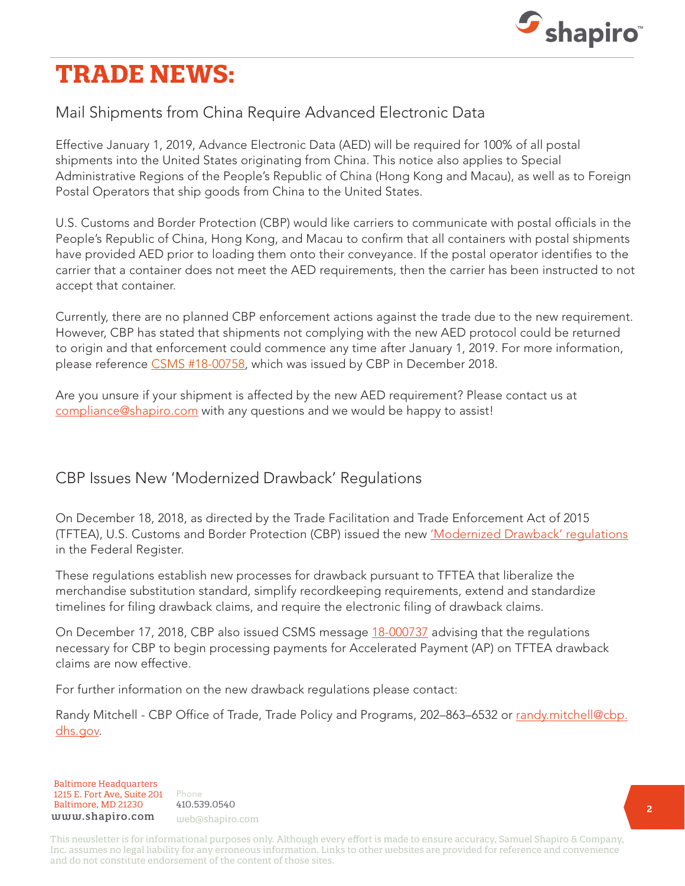# TRADE NEWS:

## Mail Shipments from China Require Advanced Electronic Data

Effective January 1, 2019, Advance Electronic Data (AED) will be required for 100% of all postal shipments into the United States originating from China. This notice also applies to Special Administrative Regions of the People's Republic of China (Hong Kong and Macau), as well as to Foreign Postal Operators that ship goods from China to the United States.

U.S. Customs and Border Protection (CBP) would like carriers to communicate with postal officials in the People's Republic of China, Hong Kong, and Macau to confirm that all containers with postal shipments have provided AED prior to loading them onto their conveyance. If the postal operator identifies to the carrier that a container does not meet the AED requirements, then the carrier has been instructed to not accept that container.

Currently, there are no planned CBP enforcement actions against the trade due to the new requirement. However, CBP has stated that shipments not complying with the new AED protocol could be returned to origin and that enforcement could commence any time after January 1, 2019. For more information, please reference CSMS #18-00758, which was issued by CBP in December 2018.

Are you unsure if your shipment is affected by the new AED requirement? Please contact us at compliance@shapiro.com with any questions and we would be happy to assist!

## CBP Issues New 'Modernized Drawback' Regulations

On December 18, 2018, as directed by the Trade Facilitation and Trade Enforcement Act of 2015 (TFTEA), U.S. Customs and Border Protection (CBP) issued the new 'Modernized Drawback' regulations in the Federal Register.

These regulations establish new processes for drawback pursuant to TFTEA that liberalize the merchandise substitution standard, simplify recordkeeping requirements, extend and standardize timelines for filing drawback claims, and require the electronic filing of drawback claims.

On December 17, 2018, CBP also issued CSMS message 18-000737 advising that the regulations necessary for CBP to begin processing payments for Accelerated Payment (AP) on TFTEA drawback claims are now effective.

For further information on the new drawback regulations please contact:

Randy Mitchell - CBP Office of Trade, Trade Policy and Programs, 202–863–6532 or randy.mitchell@cbp.dhs.gov.

Baltimore Headquarters
1215 E. Fort Ave, Suite 201
Baltimore, MD 21230
www.shapiro.com

Phone
410.539.0540
web@shapiro.com

This newsletter is for informational purposes only. Although every effort is made to ensure accuracy, Samuel Shapiro & Company, Inc. assumes no legal liability for any erroneous information. Links to other websites are provided for reference and convenience and do not constitute endorsement of the content of those sites.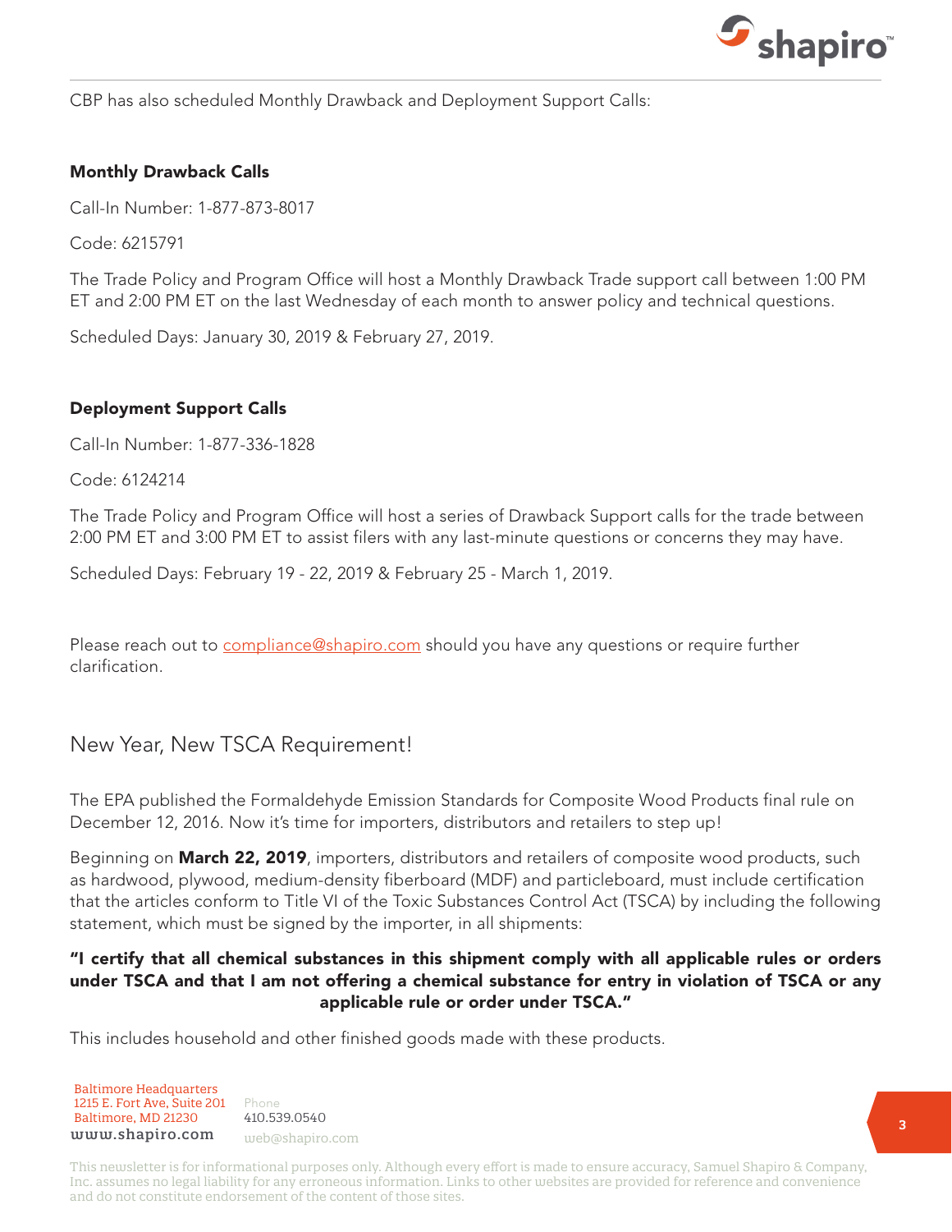CBP has also scheduled Monthly Drawback and Deployment Support Calls:

**Monthly Drawback Calls**

Call-In Number: 1-877-873-8017

Code: 6215791

The Trade Policy and Program Office will host a Monthly Drawback Trade support call between 1:00 PM ET and 2:00 PM ET on the last Wednesday of each month to answer policy and technical questions.

Scheduled Days: January 30, 2019 & February 27, 2019.

**Deployment Support Calls**

Call-In Number: 1-877-336-1828

Code: 6124214

The Trade Policy and Program Office will host a series of Drawback Support calls for the trade between 2:00 PM ET and 3:00 PM ET to assist filers with any last-minute questions or concerns they may have.

Scheduled Days: February 19 - 22, 2019 & February 25 - March 1, 2019.

Please reach out to compliance@shapiro.com should you have any questions or require further clarification.

## New Year, New TSCA Requirement!

The EPA published the Formaldehyde Emission Standards for Composite Wood Products final rule on December 12, 2016. Now it's time for importers, distributors and retailers to step up!

Beginning on **March 22, 2019**, importers, distributors and retailers of composite wood products, such as hardwood, plywood, medium-density fiberboard (MDF) and particleboard, must include certification that the articles conform to Title VI of the Toxic Substances Control Act (TSCA) by including the following statement, which must be signed by the importer, in all shipments:

**"I certify that all chemical substances in this shipment comply with all applicable rules or orders under TSCA and that I am not offering a chemical substance for entry in violation of TSCA or any applicable rule or order under TSCA."**

This includes household and other finished goods made with these products.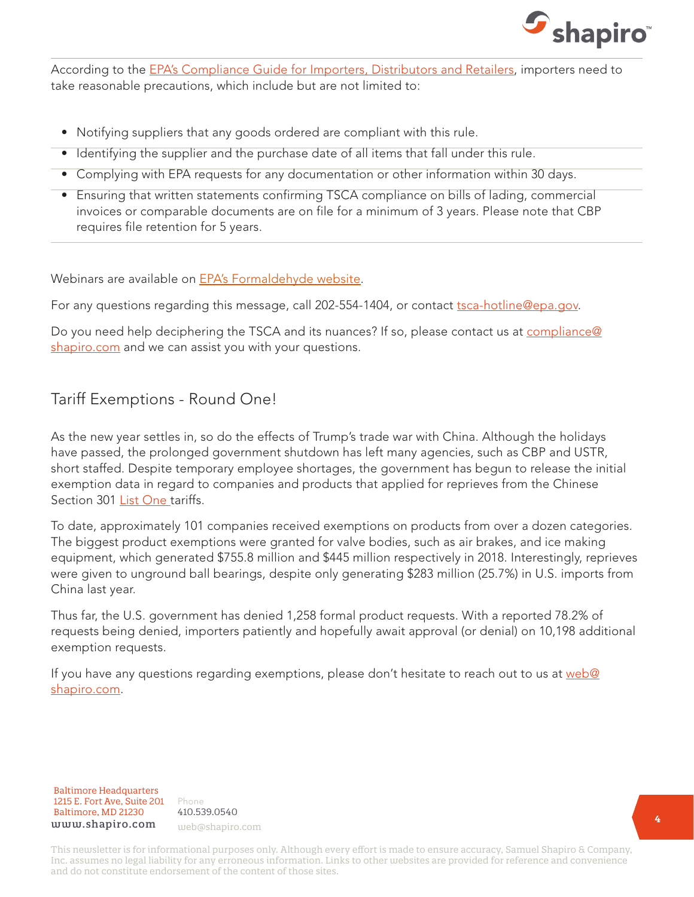According to the EPA's Compliance Guide for Importers, Distributors and Retailers, importers need to take reasonable precautions, which include but are not limited to:

- Notifying suppliers that any goods ordered are compliant with this rule.
- Identifying the supplier and the purchase date of all items that fall under this rule.
- Complying with EPA requests for any documentation or other information within 30 days.
- Ensuring that written statements confirming TSCA compliance on bills of lading, commercial invoices or comparable documents are on file for a minimum of 3 years. Please note that CBP requires file retention for 5 years.

Webinars are available on EPA's Formaldehyde website.

For any questions regarding this message, call 202-554-1404, or contact tsca-hotline@epa.gov.

Do you need help deciphering the TSCA and its nuances? If so, please contact us at compliance@shapiro.com and we can assist you with your questions.

## Tariff Exemptions - Round One!

As the new year settles in, so do the effects of Trump's trade war with China. Although the holidays have passed, the prolonged government shutdown has left many agencies, such as CBP and USTR, short staffed. Despite temporary employee shortages, the government has begun to release the initial exemption data in regard to companies and products that applied for reprieves from the Chinese Section 301 List One tariffs.

To date, approximately 101 companies received exemptions on products from over a dozen categories. The biggest product exemptions were granted for valve bodies, such as air brakes, and ice making equipment, which generated $755.8 million and $445 million respectively in 2018. Interestingly, reprieves were given to unground ball bearings, despite only generating $283 million (25.7%) in U.S. imports from China last year.

Thus far, the U.S. government has denied 1,258 formal product requests. With a reported 78.2% of requests being denied, importers patiently and hopefully await approval (or denial) on 10,198 additional exemption requests.

If you have any questions regarding exemptions, please don't hesitate to reach out to us at web@shapiro.com.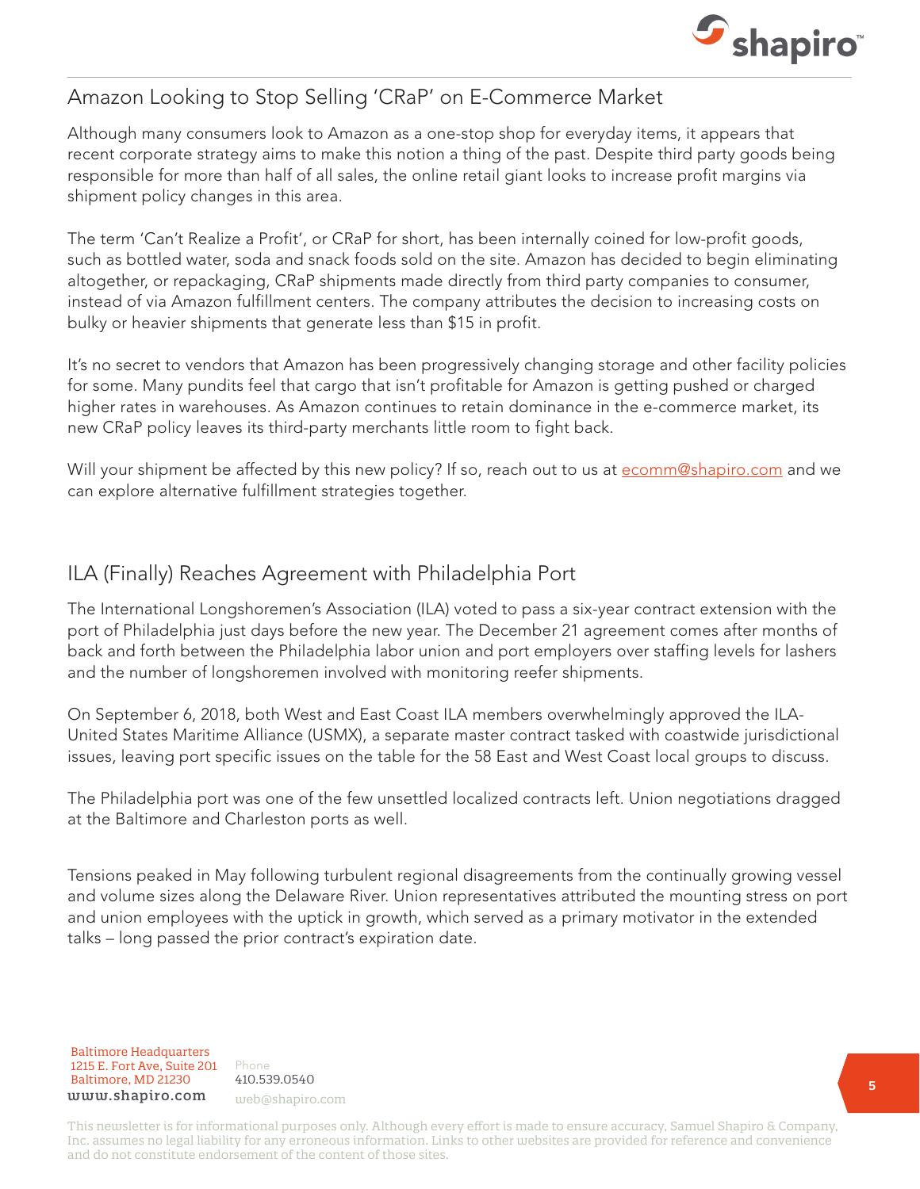## Amazon Looking to Stop Selling 'CRaP' on E-Commerce Market

Although many consumers look to Amazon as a one-stop shop for everyday items, it appears that recent corporate strategy aims to make this notion a thing of the past. Despite third party goods being responsible for more than half of all sales, the online retail giant looks to increase profit margins via shipment policy changes in this area.

The term 'Can't Realize a Profit', or CRaP for short, has been internally coined for low-profit goods, such as bottled water, soda and snack foods sold on the site. Amazon has decided to begin eliminating altogether, or repackaging, CRaP shipments made directly from third party companies to consumer, instead of via Amazon fulfillment centers. The company attributes the decision to increasing costs on bulky or heavier shipments that generate less than $15 in profit.

It's no secret to vendors that Amazon has been progressively changing storage and other facility policies for some. Many pundits feel that cargo that isn't profitable for Amazon is getting pushed or charged higher rates in warehouses. As Amazon continues to retain dominance in the e-commerce market, its new CRaP policy leaves its third-party merchants little room to fight back.

Will your shipment be affected by this new policy? If so, reach out to us at [ecomm@shapiro.com](mailto:ecomm@shapiro.com) and we can explore alternative fulfillment strategies together.

## ILA (Finally) Reaches Agreement with Philadelphia Port

The International Longshoremen's Association (ILA) voted to pass a six-year contract extension with the port of Philadelphia just days before the new year. The December 21 agreement comes after months of back and forth between the Philadelphia labor union and port employers over staffing levels for lashers and the number of longshoremen involved with monitoring reefer shipments.

On September 6, 2018, both West and East Coast ILA members overwhelmingly approved the ILA-United States Maritime Alliance (USMX), a separate master contract tasked with coastwide jurisdictional issues, leaving port specific issues on the table for the 58 East and West Coast local groups to discuss.

The Philadelphia port was one of the few unsettled localized contracts left. Union negotiations dragged at the Baltimore and Charleston ports as well.

Tensions peaked in May following turbulent regional disagreements from the continually growing vessel and volume sizes along the Delaware River. Union representatives attributed the mounting stress on port and union employees with the uptick in growth, which served as a primary motivator in the extended talks – long passed the prior contract's expiration date.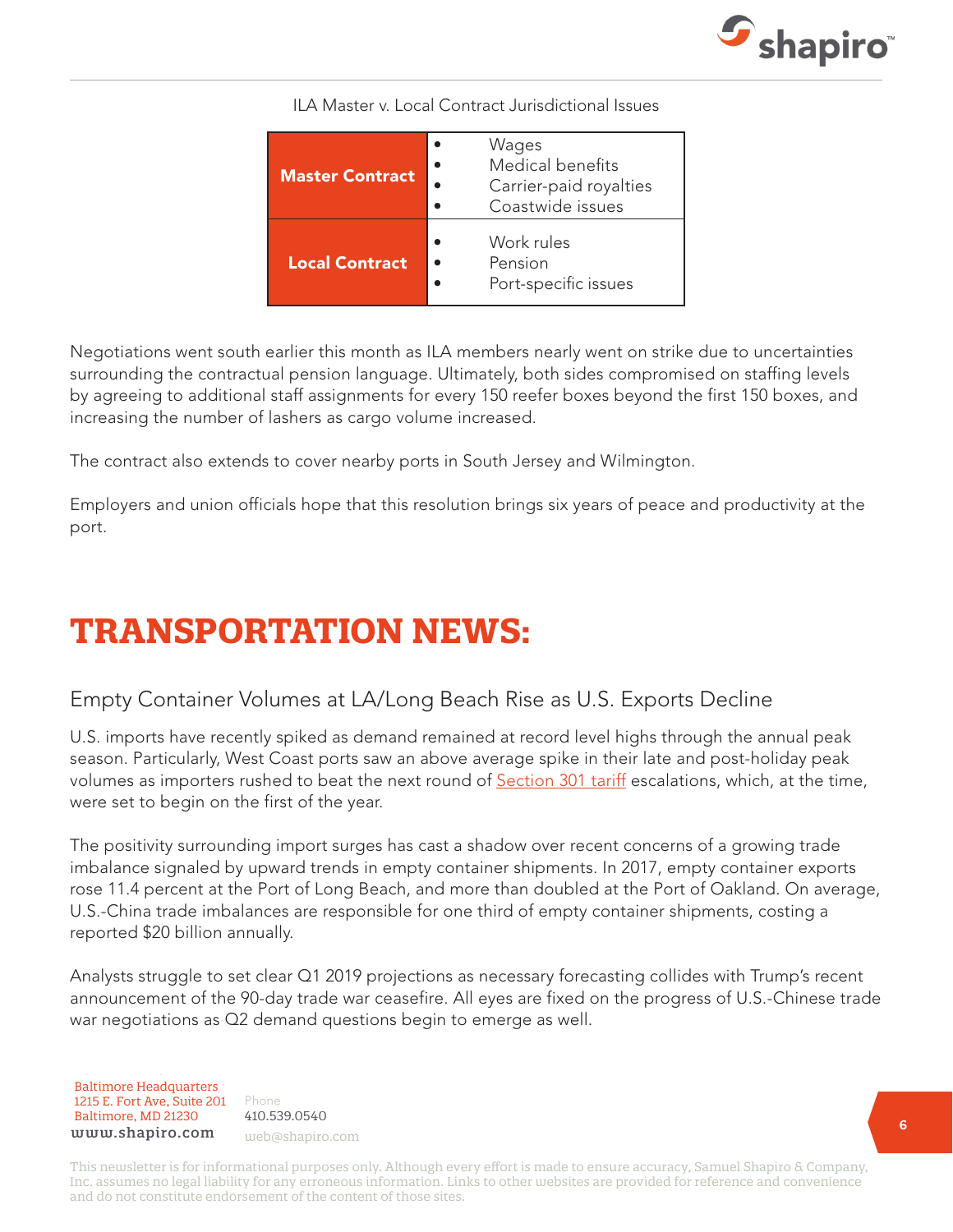ILA Master v. Local Contract Jurisdictional Issues

| | |
|---|---|
| **Master Contract** | • Wages<br>• Medical benefits<br>• Carrier-paid royalties<br>• Coastwide issues |
| **Local Contract** | • Work rules<br>• Pension<br>• Port-specific issues |

Negotiations went south earlier this month as ILA members nearly went on strike due to uncertainties surrounding the contractual pension language. Ultimately, both sides compromised on staffing levels by agreeing to additional staff assignments for every 150 reefer boxes beyond the first 150 boxes, and increasing the number of lashers as cargo volume increased.

The contract also extends to cover nearby ports in South Jersey and Wilmington.

Employers and union officials hope that this resolution brings six years of peace and productivity at the port.

# TRANSPORTATION NEWS:

## Empty Container Volumes at LA/Long Beach Rise as U.S. Exports Decline

U.S. imports have recently spiked as demand remained at record level highs through the annual peak season. Particularly, West Coast ports saw an above average spike in their late and post-holiday peak volumes as importers rushed to beat the next round of Section 301 tariff escalations, which, at the time, were set to begin on the first of the year.

The positivity surrounding import surges has cast a shadow over recent concerns of a growing trade imbalance signaled by upward trends in empty container shipments. In 2017, empty container exports rose 11.4 percent at the Port of Long Beach, and more than doubled at the Port of Oakland. On average, U.S.-China trade imbalances are responsible for one third of empty container shipments, costing a reported $20 billion annually.

Analysts struggle to set clear Q1 2019 projections as necessary forecasting collides with Trump's recent announcement of the 90-day trade war ceasefire. All eyes are fixed on the progress of U.S.-Chinese trade war negotiations as Q2 demand questions begin to emerge as well.

Baltimore Headquarters
1215 E. Fort Ave, Suite 201
Baltimore, MD 21230
www.shapiro.com

Phone
410.539.0540
web@shapiro.com

This newsletter is for informational purposes only. Although every effort is made to ensure accuracy, Samuel Shapiro & Company, Inc. assumes no legal liability for any erroneous information. Links to other websites are provided for reference and convenience and do not constitute endorsement of the content of those sites.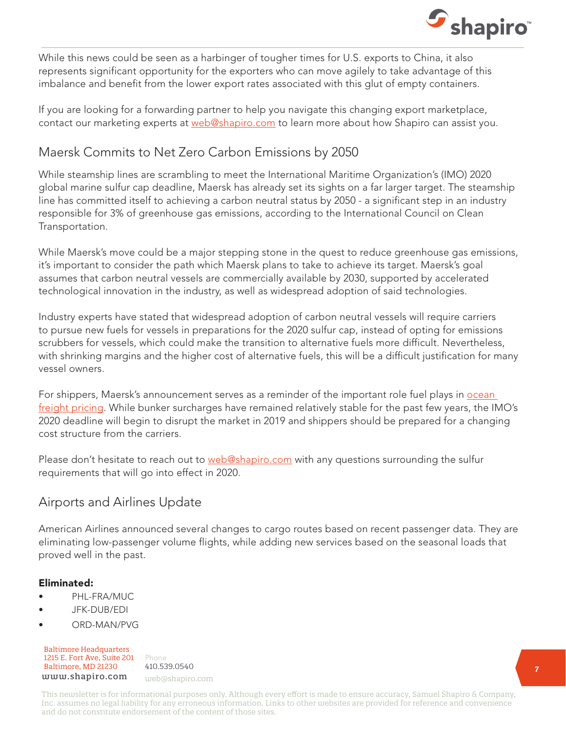While this news could be seen as a harbinger of tougher times for U.S. exports to China, it also represents significant opportunity for the exporters who can move agilely to take advantage of this imbalance and benefit from the lower export rates associated with this glut of empty containers.

If you are looking for a forwarding partner to help you navigate this changing export marketplace, contact our marketing experts at web@shapiro.com to learn more about how Shapiro can assist you.

## Maersk Commits to Net Zero Carbon Emissions by 2050

While steamship lines are scrambling to meet the International Maritime Organization's (IMO) 2020 global marine sulfur cap deadline, Maersk has already set its sights on a far larger target. The steamship line has committed itself to achieving a carbon neutral status by 2050 - a significant step in an industry responsible for 3% of greenhouse gas emissions, according to the International Council on Clean Transportation.

While Maersk's move could be a major stepping stone in the quest to reduce greenhouse gas emissions, it's important to consider the path which Maersk plans to take to achieve its target. Maersk's goal assumes that carbon neutral vessels are commercially available by 2030, supported by accelerated technological innovation in the industry, as well as widespread adoption of said technologies.

Industry experts have stated that widespread adoption of carbon neutral vessels will require carriers to pursue new fuels for vessels in preparations for the 2020 sulfur cap, instead of opting for emissions scrubbers for vessels, which could make the transition to alternative fuels more difficult. Nevertheless, with shrinking margins and the higher cost of alternative fuels, this will be a difficult justification for many vessel owners.

For shippers, Maersk's announcement serves as a reminder of the important role fuel plays in ocean freight pricing. While bunker surcharges have remained relatively stable for the past few years, the IMO's 2020 deadline will begin to disrupt the market in 2019 and shippers should be prepared for a changing cost structure from the carriers.

Please don't hesitate to reach out to web@shapiro.com with any questions surrounding the sulfur requirements that will go into effect in 2020.

## Airports and Airlines Update

American Airlines announced several changes to cargo routes based on recent passenger data. They are eliminating low-passenger volume flights, while adding new services based on the seasonal loads that proved well in the past.

**Eliminated:**

- PHL-FRA/MUC
- JFK-DUB/EDI
- ORD-MAN/PVG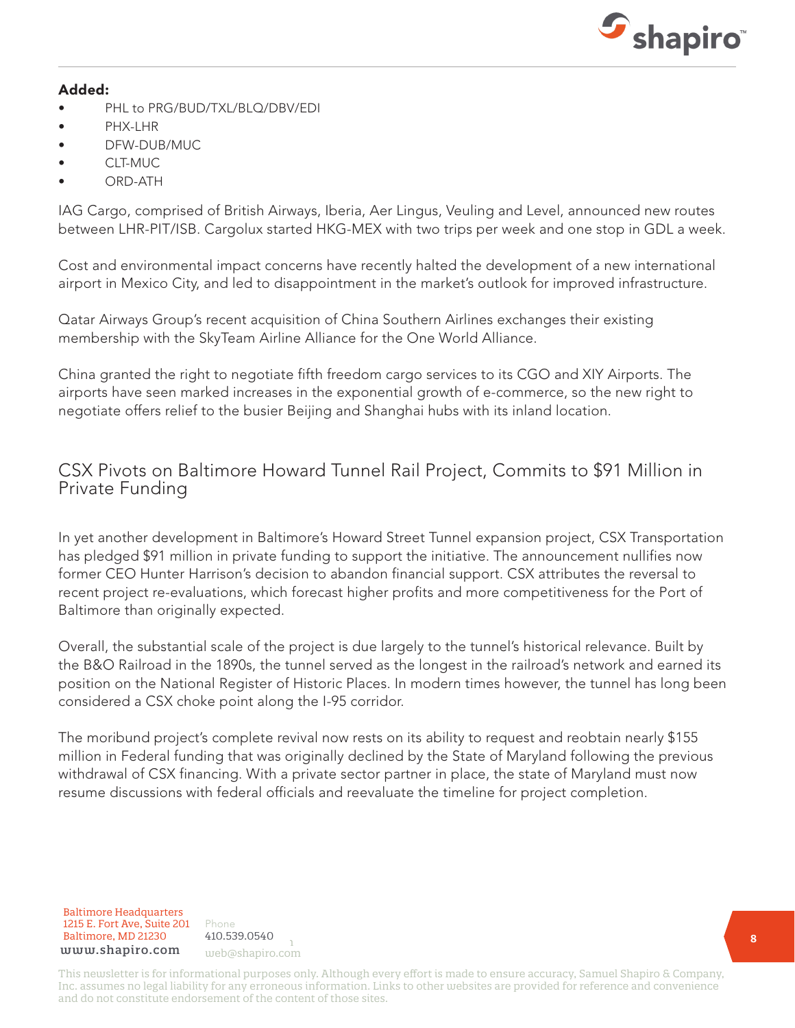**Added:**

- PHL to PRG/BUD/TXL/BLQ/DBV/EDI
- PHX-LHR
- DFW-DUB/MUC
- CLT-MUC
- ORD-ATH

IAG Cargo, comprised of British Airways, Iberia, Aer Lingus, Veuling and Level, announced new routes between LHR-PIT/ISB. Cargolux started HKG-MEX with two trips per week and one stop in GDL a week.

Cost and environmental impact concerns have recently halted the development of a new international airport in Mexico City, and led to disappointment in the market's outlook for improved infrastructure.

Qatar Airways Group's recent acquisition of China Southern Airlines exchanges their existing membership with the SkyTeam Airline Alliance for the One World Alliance.

China granted the right to negotiate fifth freedom cargo services to its CGO and XIY Airports. The airports have seen marked increases in the exponential growth of e-commerce, so the new right to negotiate offers relief to the busier Beijing and Shanghai hubs with its inland location.

## CSX Pivots on Baltimore Howard Tunnel Rail Project, Commits to $91 Million in Private Funding

In yet another development in Baltimore's Howard Street Tunnel expansion project, CSX Transportation has pledged $91 million in private funding to support the initiative. The announcement nullifies now former CEO Hunter Harrison's decision to abandon financial support. CSX attributes the reversal to recent project re-evaluations, which forecast higher profits and more competitiveness for the Port of Baltimore than originally expected.

Overall, the substantial scale of the project is due largely to the tunnel's historical relevance. Built by the B&O Railroad in the 1890s, the tunnel served as the longest in the railroad's network and earned its position on the National Register of Historic Places. In modern times however, the tunnel has long been considered a CSX choke point along the I-95 corridor.

The moribund project's complete revival now rests on its ability to request and reobtain nearly $155 million in Federal funding that was originally declined by the State of Maryland following the previous withdrawal of CSX financing. With a private sector partner in place, the state of Maryland must now resume discussions with federal officials and reevaluate the timeline for project completion.

Baltimore Headquarters
1215 E. Fort Ave, Suite 201
Baltimore, MD 21230
www.shapiro.com

Phone
410.539.0540
web@shapiro.com

This newsletter is for informational purposes only. Although every effort is made to ensure accuracy, Samuel Shapiro & Company, Inc. assumes no legal liability for any erroneous information. Links to other websites are provided for reference and convenience and do not constitute endorsement of the content of those sites.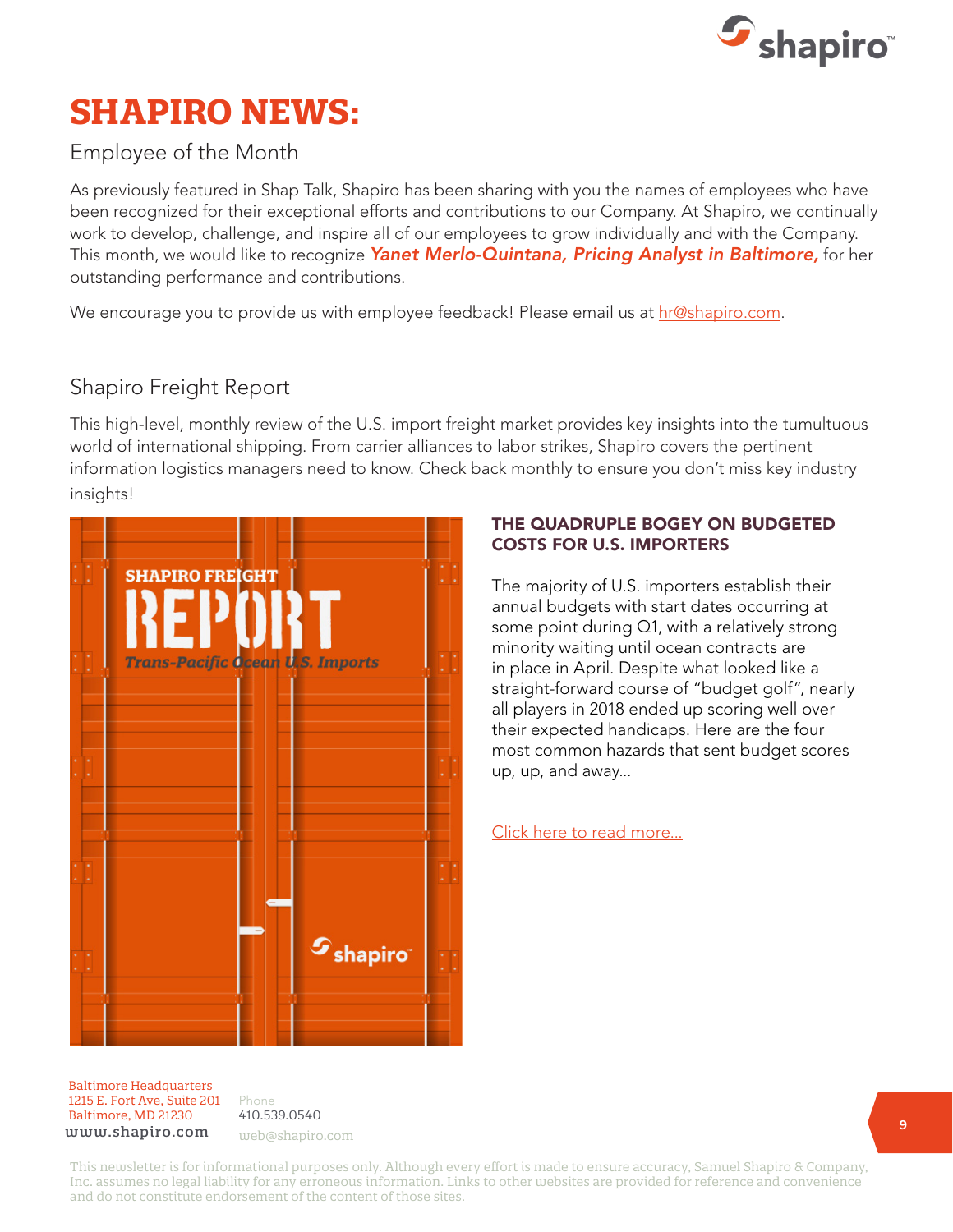# SHAPIRO NEWS:

## Employee of the Month

As previously featured in Shap Talk, Shapiro has been sharing with you the names of employees who have been recognized for their exceptional efforts and contributions to our Company. At Shapiro, we continually work to develop, challenge, and inspire all of our employees to grow individually and with the Company. This month, we would like to recognize ***Yanet Merlo-Quintana, Pricing Analyst in Baltimore,*** for her outstanding performance and contributions.

We encourage you to provide us with employee feedback! Please email us at hr@shapiro.com.

## Shapiro Freight Report

This high-level, monthly review of the U.S. import freight market provides key insights into the tumultuous world of international shipping. From carrier alliances to labor strikes, Shapiro covers the pertinent information logistics managers need to know. Check back monthly to ensure you don't miss key industry insights!

SHAPIRO FREIGHT REPORT

*Trans-Pacific Ocean U.S. Imports*

shapiro

### THE QUADRUPLE BOGEY ON BUDGETED COSTS FOR U.S. IMPORTERS

The majority of U.S. importers establish their annual budgets with start dates occurring at some point during Q1, with a relatively strong minority waiting until ocean contracts are in place in April. Despite what looked like a straight-forward course of "budget golf", nearly all players in 2018 ended up scoring well over their expected handicaps. Here are the four most common hazards that sent budget scores up, up, and away...

Click here to read more...

Baltimore Headquarters
1215 E. Fort Ave, Suite 201
Baltimore, MD 21230
www.shapiro.com

Phone
410.539.0540
web@shapiro.com

This newsletter is for informational purposes only. Although every effort is made to ensure accuracy, Samuel Shapiro & Company, Inc. assumes no legal liability for any erroneous information. Links to other websites are provided for reference and convenience and do not constitute endorsement of the content of those sites.